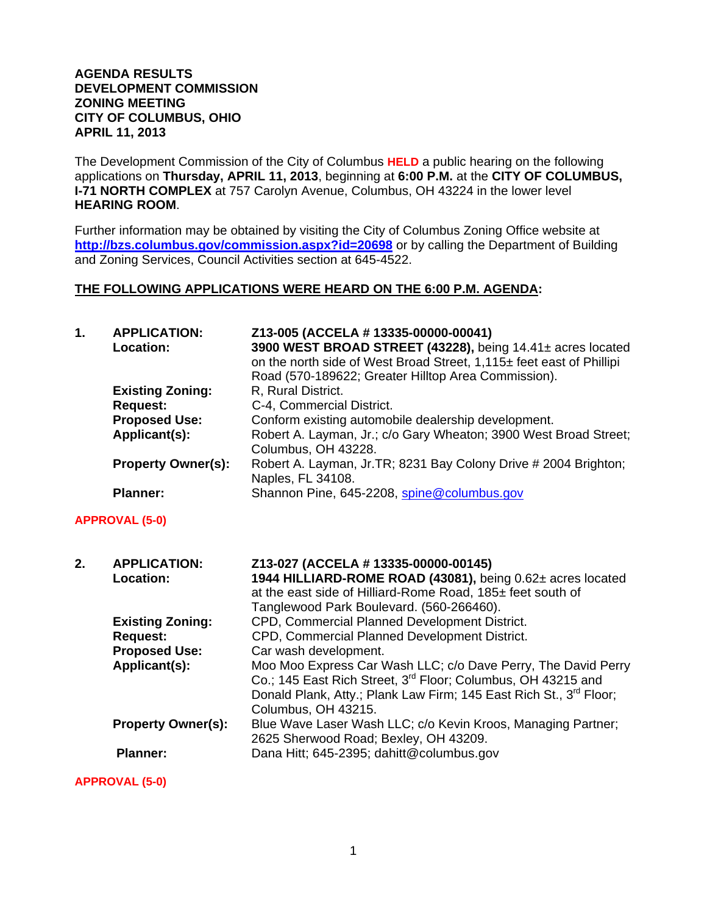**AGENDA RESULTS**
**DEVELOPMENT COMMISSION**
**ZONING MEETING**
**CITY OF COLUMBUS, OHIO**
**APRIL 11, 2013**

The Development Commission of the City of Columbus **HELD** a public hearing on the following applications on **Thursday, APRIL 11, 2013**, beginning at **6:00 P.M.** at the **CITY OF COLUMBUS, I-71 NORTH COMPLEX** at 757 Carolyn Avenue, Columbus, OH 43224 in the lower level **HEARING ROOM**.

Further information may be obtained by visiting the City of Columbus Zoning Office website at **http://bzs.columbus.gov/commission.aspx?id=20698** or by calling the Department of Building and Zoning Services, Council Activities section at 645-4522.

**THE FOLLOWING APPLICATIONS WERE HEARD ON THE 6:00 P.M. AGENDA:**

**1. APPLICATION:** **Z13-005 (ACCELA # 13335-00000-00041)**
**Location:** **3900 WEST BROAD STREET (43228),** being 14.41± acres located on the north side of West Broad Street, 1,115± feet east of Phillipi Road (570-189622; Greater Hilltop Area Commission).
**Existing Zoning:** R, Rural District.
**Request:** C-4, Commercial District.
**Proposed Use:** Conform existing automobile dealership development.
**Applicant(s):** Robert A. Layman, Jr.; c/o Gary Wheaton; 3900 West Broad Street; Columbus, OH 43228.
**Property Owner(s):** Robert A. Layman, Jr.TR; 8231 Bay Colony Drive # 2004 Brighton; Naples, FL 34108.
**Planner:** Shannon Pine, 645-2208, spine@columbus.gov

**APPROVAL (5-0)**

**2. APPLICATION:** **Z13-027 (ACCELA # 13335-00000-00145)**
**Location:** **1944 HILLIARD-ROME ROAD (43081),** being 0.62± acres located at the east side of Hilliard-Rome Road, 185± feet south of Tanglewood Park Boulevard. (560-266460).
**Existing Zoning:** CPD, Commercial Planned Development District.
**Request:** CPD, Commercial Planned Development District.
**Proposed Use:** Car wash development.
**Applicant(s):** Moo Moo Express Car Wash LLC; c/o Dave Perry, The David Perry Co.; 145 East Rich Street, 3rd Floor; Columbus, OH 43215 and Donald Plank, Atty.; Plank Law Firm; 145 East Rich St., 3rd Floor; Columbus, OH 43215.
**Property Owner(s):** Blue Wave Laser Wash LLC; c/o Kevin Kroos, Managing Partner; 2625 Sherwood Road; Bexley, OH 43209.
**Planner:** Dana Hitt; 645-2395; dahitt@columbus.gov

**APPROVAL (5-0)**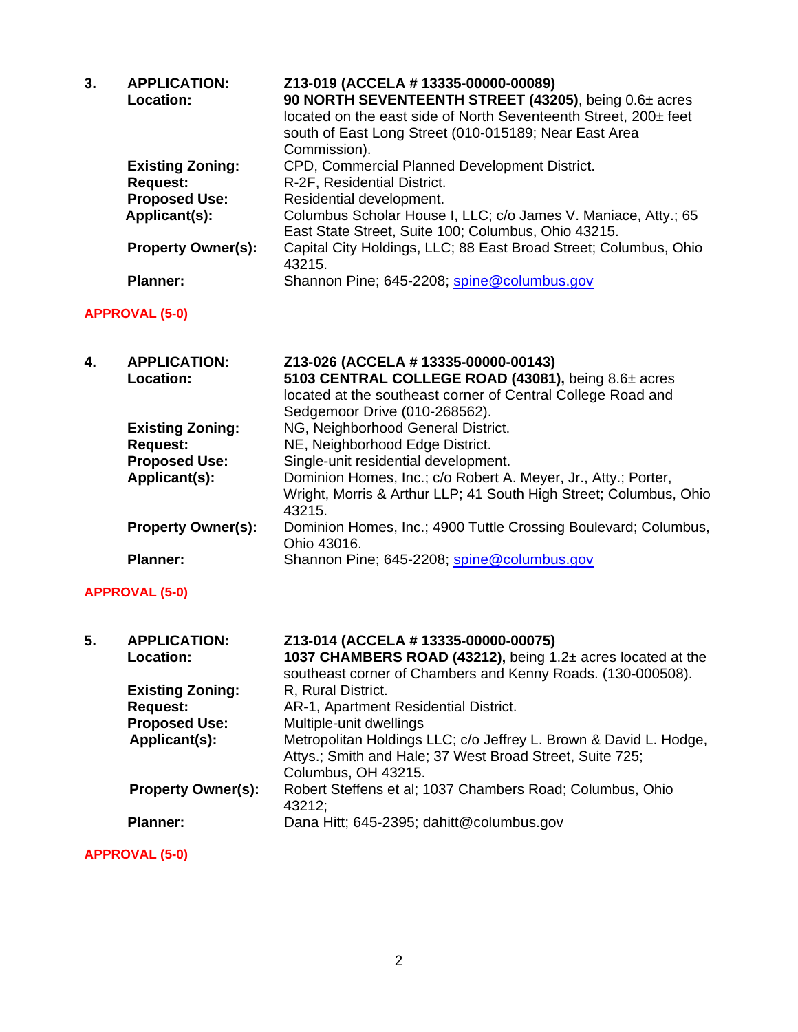**3. APPLICATION:** **Z13-019 (ACCELA # 13335-00000-00089)**

**Location:** **90 NORTH SEVENTEENTH STREET (43205)**, being 0.6± acres located on the east side of North Seventeenth Street, 200± feet south of East Long Street (010-015189; Near East Area Commission).

**Existing Zoning:** CPD, Commercial Planned Development District.

**Request:** R-2F, Residential District.

**Proposed Use:** Residential development.

**Applicant(s):** Columbus Scholar House I, LLC; c/o James V. Maniace, Atty.; 65 East State Street, Suite 100; Columbus, Ohio 43215.

**Property Owner(s):** Capital City Holdings, LLC; 88 East Broad Street; Columbus, Ohio 43215.

**Planner:** Shannon Pine; 645-2208; spine@columbus.gov

**APPROVAL (5-0)**

**4. APPLICATION:** **Z13-026 (ACCELA # 13335-00000-00143)**

**Location:** **5103 CENTRAL COLLEGE ROAD (43081),** being 8.6± acres located at the southeast corner of Central College Road and Sedgemoor Drive (010-268562).

**Existing Zoning:** NG, Neighborhood General District.

**Request:** NE, Neighborhood Edge District.

**Proposed Use:** Single-unit residential development.

**Applicant(s):** Dominion Homes, Inc.; c/o Robert A. Meyer, Jr., Atty.; Porter, Wright, Morris & Arthur LLP; 41 South High Street; Columbus, Ohio 43215.

**Property Owner(s):** Dominion Homes, Inc.; 4900 Tuttle Crossing Boulevard; Columbus, Ohio 43016.

**Planner:** Shannon Pine; 645-2208; spine@columbus.gov

**APPROVAL (5-0)**

**5. APPLICATION:** **Z13-014 (ACCELA # 13335-00000-00075)**

**Location:** **1037 CHAMBERS ROAD (43212),** being 1.2± acres located at the southeast corner of Chambers and Kenny Roads. (130-000508).

**Existing Zoning:** R, Rural District.

**Request:** AR-1, Apartment Residential District.

**Proposed Use:** Multiple-unit dwellings

**Applicant(s):** Metropolitan Holdings LLC; c/o Jeffrey L. Brown & David L. Hodge, Attys.; Smith and Hale; 37 West Broad Street, Suite 725; Columbus, OH 43215.

**Property Owner(s):** Robert Steffens et al; 1037 Chambers Road; Columbus, Ohio 43212;

**Planner:** Dana Hitt; 645-2395; dahitt@columbus.gov

**APPROVAL (5-0)**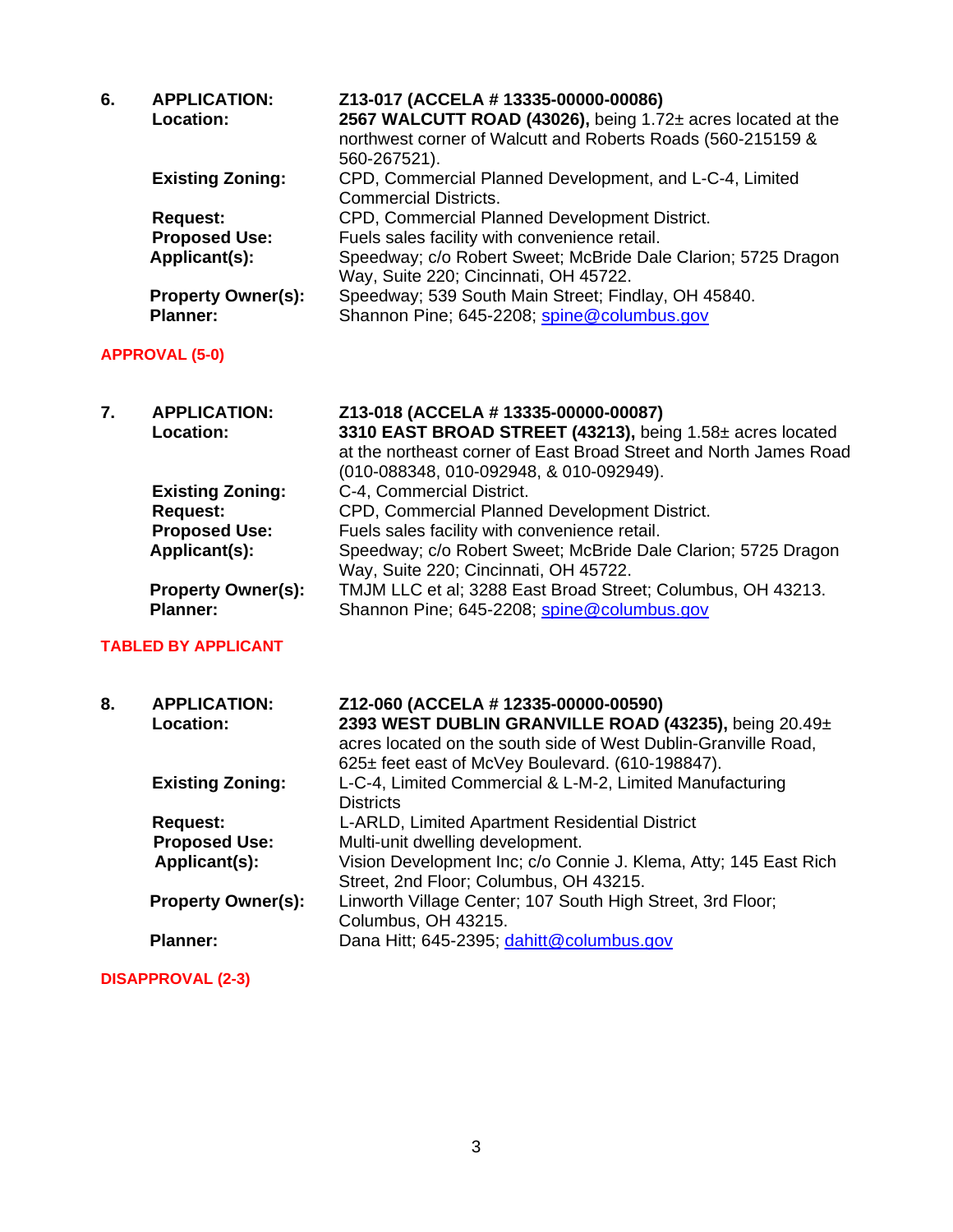**6.** **APPLICATION:** **Z13-017 (ACCELA # 13335-00000-00086)**

**Location:** **2567 WALCUTT ROAD (43026),** being 1.72± acres located at the northwest corner of Walcutt and Roberts Roads (560-215159 & 560-267521).

**Existing Zoning:** CPD, Commercial Planned Development, and L-C-4, Limited Commercial Districts.

**Request:** CPD, Commercial Planned Development District.

**Proposed Use:** Fuels sales facility with convenience retail.

**Applicant(s):** Speedway; c/o Robert Sweet; McBride Dale Clarion; 5725 Dragon Way, Suite 220; Cincinnati, OH 45722.

**Property Owner(s):** Speedway; 539 South Main Street; Findlay, OH 45840.

**Planner:** Shannon Pine; 645-2208; spine@columbus.gov

**APPROVAL (5-0)**

**7.** **APPLICATION:** **Z13-018 (ACCELA # 13335-00000-00087)**

**Location:** **3310 EAST BROAD STREET (43213),** being 1.58± acres located at the northeast corner of East Broad Street and North James Road (010-088348, 010-092948, & 010-092949).

**Existing Zoning:** C-4, Commercial District.

**Request:** CPD, Commercial Planned Development District.

**Proposed Use:** Fuels sales facility with convenience retail.

**Applicant(s):** Speedway; c/o Robert Sweet; McBride Dale Clarion; 5725 Dragon Way, Suite 220; Cincinnati, OH 45722.

**Property Owner(s):** TMJM LLC et al; 3288 East Broad Street; Columbus, OH 43213.

**Planner:** Shannon Pine; 645-2208; spine@columbus.gov

**TABLED BY APPLICANT**

**8.** **APPLICATION:** **Z12-060 (ACCELA # 12335-00000-00590)**

**Location:** **2393 WEST DUBLIN GRANVILLE ROAD (43235),** being 20.49± acres located on the south side of West Dublin-Granville Road, 625± feet east of McVey Boulevard. (610-198847).

**Existing Zoning:** L-C-4, Limited Commercial & L-M-2, Limited Manufacturing Districts

**Request:** L-ARLD, Limited Apartment Residential District

**Proposed Use:** Multi-unit dwelling development.

**Applicant(s):** Vision Development Inc; c/o Connie J. Klema, Atty; 145 East Rich Street, 2nd Floor; Columbus, OH 43215.

**Property Owner(s):** Linworth Village Center; 107 South High Street, 3rd Floor; Columbus, OH 43215.

**Planner:** Dana Hitt; 645-2395; dahitt@columbus.gov

**DISAPPROVAL (2-3)**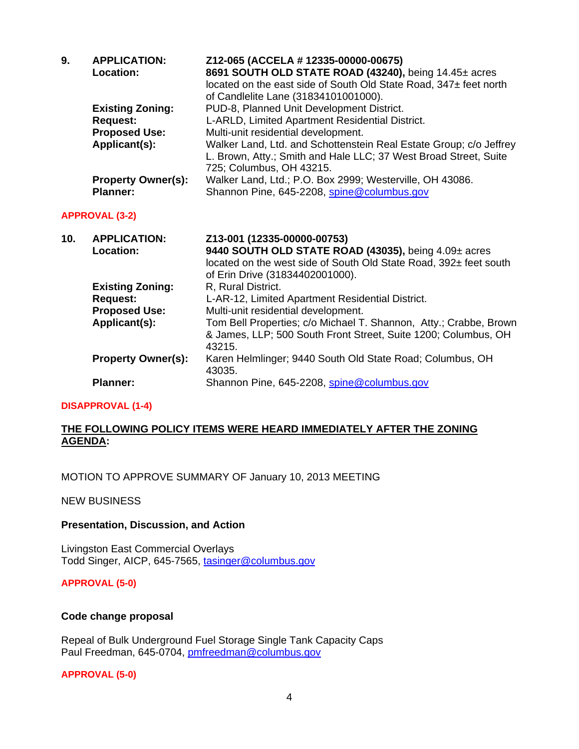| | | |
|---|---|---|
| **9.** | **APPLICATION:** | **Z12-065 (ACCELA # 12335-00000-00675)** |
| | **Location:** | **8691 SOUTH OLD STATE ROAD (43240),** being 14.45± acres located on the east side of South Old State Road, 347± feet north of Candlelite Lane (31834101001000). |
| | **Existing Zoning:** | PUD-8, Planned Unit Development District. |
| | **Request:** | L-ARLD, Limited Apartment Residential District. |
| | **Proposed Use:** | Multi-unit residential development. |
| | **Applicant(s):** | Walker Land, Ltd. and Schottenstein Real Estate Group; c/o Jeffrey L. Brown, Atty.; Smith and Hale LLC; 37 West Broad Street, Suite 725; Columbus, OH 43215. |
| | **Property Owner(s):** | Walker Land, Ltd.; P.O. Box 2999; Westerville, OH 43086. |
| | **Planner:** | Shannon Pine, 645-2208, spine@columbus.gov |

**APPROVAL (3-2)**

| | | |
|---|---|---|
| **10.** | **APPLICATION:** | **Z13-001 (12335-00000-00753)** |
| | **Location:** | **9440 SOUTH OLD STATE ROAD (43035),** being 4.09± acres located on the west side of South Old State Road, 392± feet south of Erin Drive (31834402001000). |
| | **Existing Zoning:** | R, Rural District. |
| | **Request:** | L-AR-12, Limited Apartment Residential District. |
| | **Proposed Use:** | Multi-unit residential development. |
| | **Applicant(s):** | Tom Bell Properties; c/o Michael T. Shannon, Atty.; Crabbe, Brown & James, LLP; 500 South Front Street, Suite 1200; Columbus, OH 43215. |
| | **Property Owner(s):** | Karen Helmlinger; 9440 South Old State Road; Columbus, OH 43035. |
| | **Planner:** | Shannon Pine, 645-2208, spine@columbus.gov |

**DISAPPROVAL (1-4)**

**THE FOLLOWING POLICY ITEMS WERE HEARD IMMEDIATELY AFTER THE ZONING AGENDA:**

MOTION TO APPROVE SUMMARY OF January 10, 2013 MEETING

NEW BUSINESS

**Presentation, Discussion, and Action**

Livingston East Commercial Overlays
Todd Singer, AICP, 645-7565, tasinger@columbus.gov

**APPROVAL (5-0)**

**Code change proposal**

Repeal of Bulk Underground Fuel Storage Single Tank Capacity Caps
Paul Freedman, 645-0704, pmfreedman@columbus.gov

**APPROVAL (5-0)**